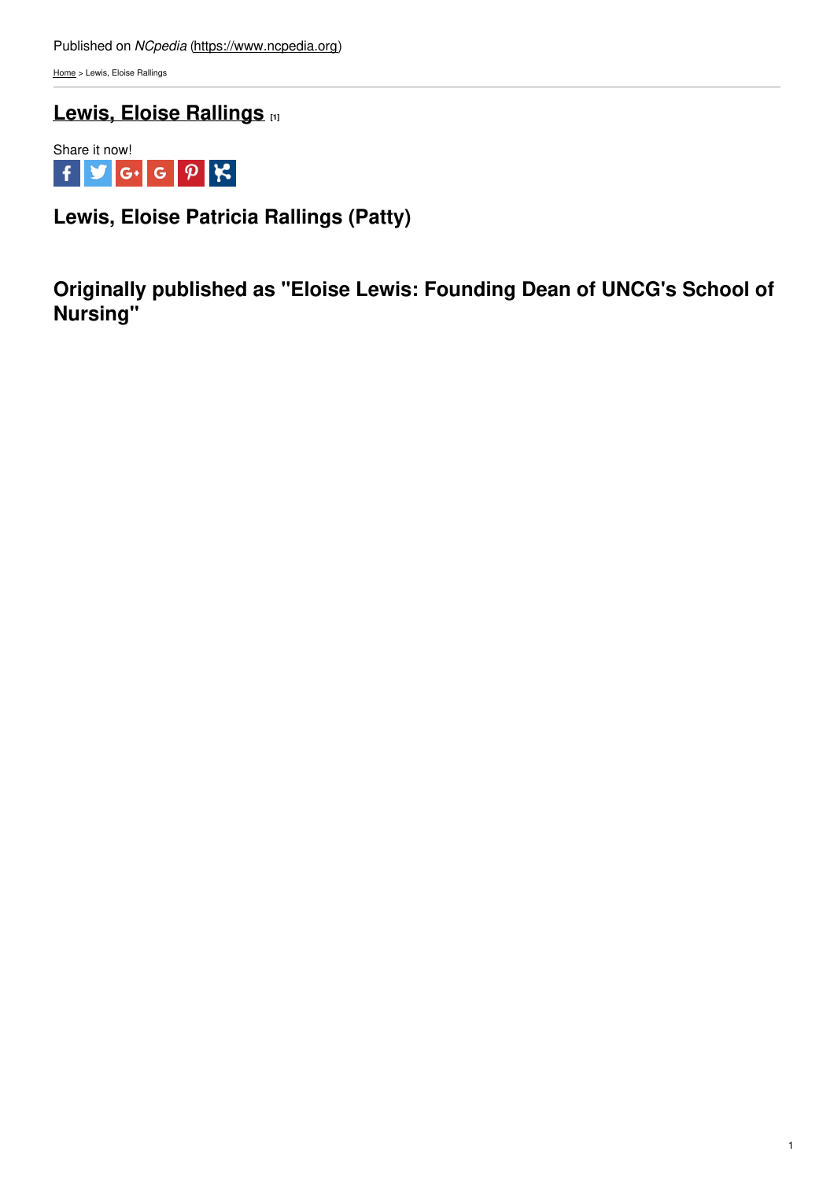Published on *NCpedia* (https://www.ncpedia.org)

Home > Lewis, Eloise Rallings

# Lewis, Eloise Rallings [1]

Share it now!

## Lewis, Eloise Patricia Rallings (Patty)

## Originally published as "Eloise Lewis: Founding Dean of UNCG's School of Nursing"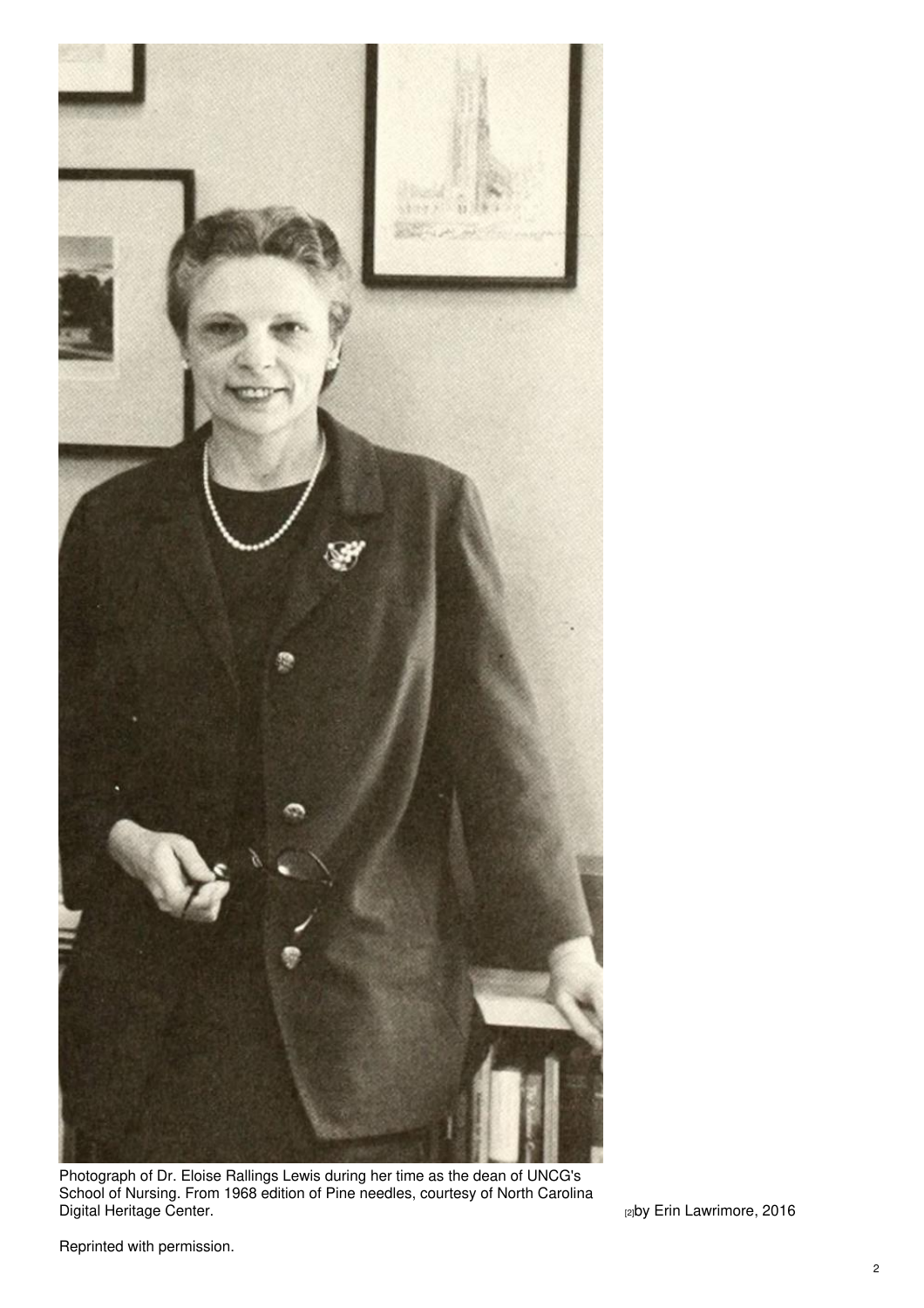Photograph of Dr. Eloise Rallings Lewis during her time as the dean of UNCG's School of Nursing. From 1968 edition of Pine needles, courtesy of North Carolina Digital Heritage Center.

[2]by Erin Lawrimore, 2016

Reprinted with permission.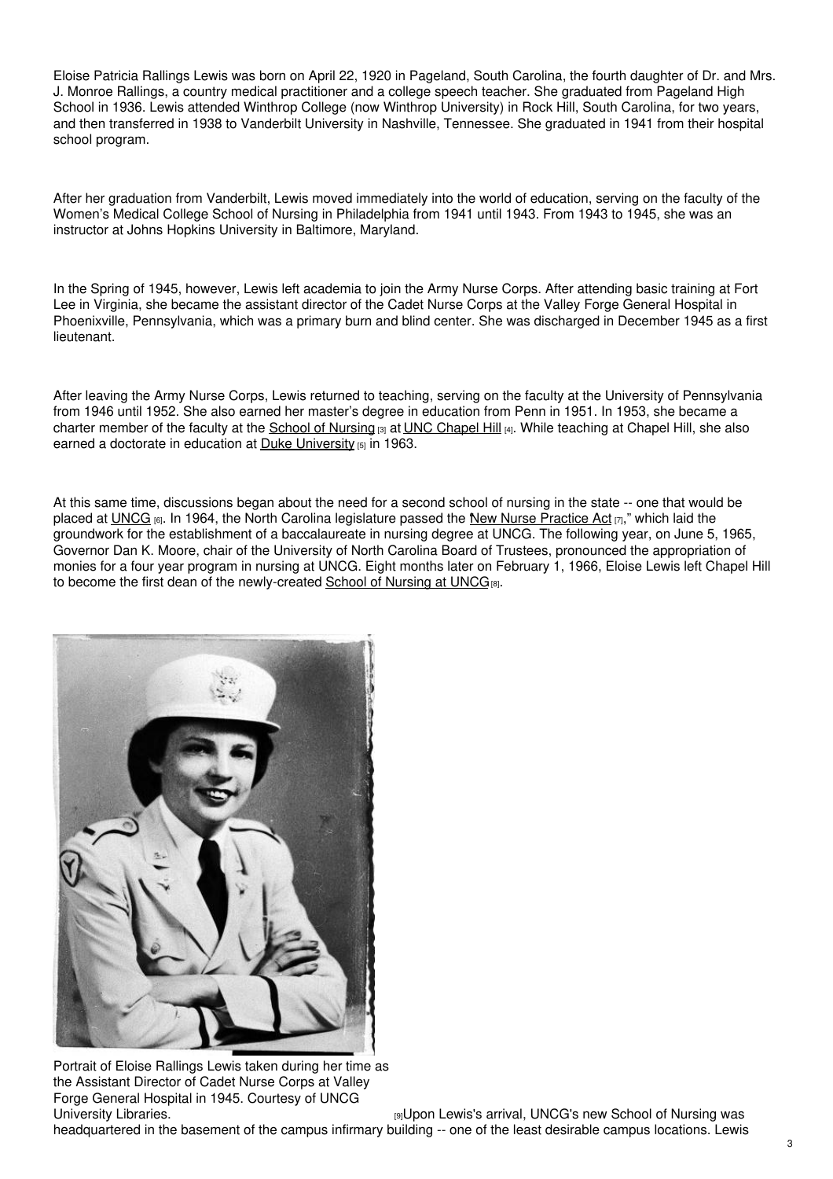Eloise Patricia Rallings Lewis was born on April 22, 1920 in Pageland, South Carolina, the fourth daughter of Dr. and Mrs. J. Monroe Rallings, a country medical practitioner and a college speech teacher. She graduated from Pageland High School in 1936. Lewis attended Winthrop College (now Winthrop University) in Rock Hill, South Carolina, for two years, and then transferred in 1938 to Vanderbilt University in Nashville, Tennessee. She graduated in 1941 from their hospital school program.

After her graduation from Vanderbilt, Lewis moved immediately into the world of education, serving on the faculty of the Women's Medical College School of Nursing in Philadelphia from 1941 until 1943. From 1943 to 1945, she was an instructor at Johns Hopkins University in Baltimore, Maryland.

In the Spring of 1945, however, Lewis left academia to join the Army Nurse Corps. After attending basic training at Fort Lee in Virginia, she became the assistant director of the Cadet Nurse Corps at the Valley Forge General Hospital in Phoenixville, Pennsylvania, which was a primary burn and blind center. She was discharged in December 1945 as a first lieutenant.

After leaving the Army Nurse Corps, Lewis returned to teaching, serving on the faculty at the University of Pennsylvania from 1946 until 1952. She also earned her master's degree in education from Penn in 1951. In 1953, she became a charter member of the faculty at the School of Nursing [3] at UNC Chapel Hill [4]. While teaching at Chapel Hill, she also earned a doctorate in education at Duke University [5] in 1963.

At this same time, discussions began about the need for a second school of nursing in the state -- one that would be placed at UNCG [6]. In 1964, the North Carolina legislature passed the New Nurse Practice Act [7]," which laid the groundwork for the establishment of a baccalaureate in nursing degree at UNCG. The following year, on June 5, 1965, Governor Dan K. Moore, chair of the University of North Carolina Board of Trustees, pronounced the appropriation of monies for a four year program in nursing at UNCG. Eight months later on February 1, 1966, Eloise Lewis left Chapel Hill to become the first dean of the newly-created School of Nursing at UNCG [8].

Portrait of Eloise Rallings Lewis taken during her time as the Assistant Director of Cadet Nurse Corps at Valley Forge General Hospital in 1945. Courtesy of UNCG University Libraries. [9]

Upon Lewis's arrival, UNCG's new School of Nursing was headquartered in the basement of the campus infirmary building -- one of the least desirable campus locations. Lewis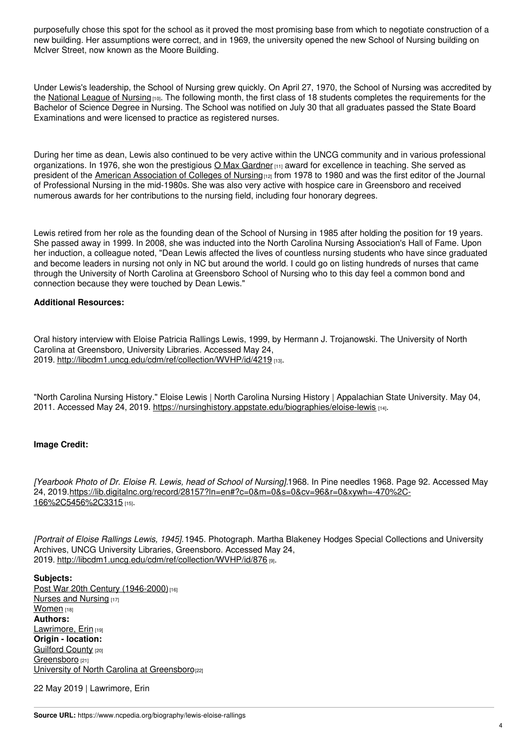purposefully chose this spot for the school as it proved the most promising base from which to negotiate construction of a new building. Her assumptions were correct, and in 1969, the university opened the new School of Nursing building on McIver Street, now known as the Moore Building.

Under Lewis's leadership, the School of Nursing grew quickly. On April 27, 1970, the School of Nursing was accredited by the National League of Nursing [10]. The following month, the first class of 18 students completes the requirements for the Bachelor of Science Degree in Nursing. The School was notified on July 30 that all graduates passed the State Board Examinations and were licensed to practice as registered nurses.

During her time as dean, Lewis also continued to be very active within the UNCG community and in various professional organizations. In 1976, she won the prestigious O Max Gardner [11] award for excellence in teaching. She served as president of the American Association of Colleges of Nursing [12] from 1978 to 1980 and was the first editor of the Journal of Professional Nursing in the mid-1980s. She was also very active with hospice care in Greensboro and received numerous awards for her contributions to the nursing field, including four honorary degrees.

Lewis retired from her role as the founding dean of the School of Nursing in 1985 after holding the position for 19 years. She passed away in 1999. In 2008, she was inducted into the North Carolina Nursing Association's Hall of Fame. Upon her induction, a colleague noted, "Dean Lewis affected the lives of countless nursing students who have since graduated and become leaders in nursing not only in NC but around the world. I could go on listing hundreds of nurses that came through the University of North Carolina at Greensboro School of Nursing who to this day feel a common bond and connection because they were touched by Dean Lewis."

**Additional Resources:**

Oral history interview with Eloise Patricia Rallings Lewis, 1999, by Hermann J. Trojanowski. The University of North Carolina at Greensboro, University Libraries. Accessed May 24, 2019. http://libcdm1.uncg.edu/cdm/ref/collection/WVHP/id/4219 [13].

"North Carolina Nursing History." Eloise Lewis | North Carolina Nursing History | Appalachian State University. May 04, 2011. Accessed May 24, 2019. https://nursinghistory.appstate.edu/biographies/eloise-lewis [14].

**Image Credit:**

*[Yearbook Photo of Dr. Eloise R. Lewis, head of School of Nursing].*1968. In Pine needles 1968. Page 92. Accessed May 24, 2019.https://lib.digitalnc.org/record/28157?ln=en#?c=0&m=0&s=0&cv=96&r=0&xywh=-470%2C-166%2C5456%2C3315 [15].

*[Portrait of Eloise Rallings Lewis, 1945].*1945. Photograph. Martha Blakeney Hodges Special Collections and University Archives, UNCG University Libraries, Greensboro. Accessed May 24, 2019. http://libcdm1.uncg.edu/cdm/ref/collection/WVHP/id/876 [9].

**Subjects:**
Post War 20th Century (1946-2000) [16]
Nurses and Nursing [17]
Women [18]
**Authors:**
Lawrimore, Erin [19]
**Origin - location:**
Guilford County [20]
Greensboro [21]
University of North Carolina at Greensboro [22]

22 May 2019 | Lawrimore, Erin

**Source URL:** https://www.ncpedia.org/biography/lewis-eloise-rallings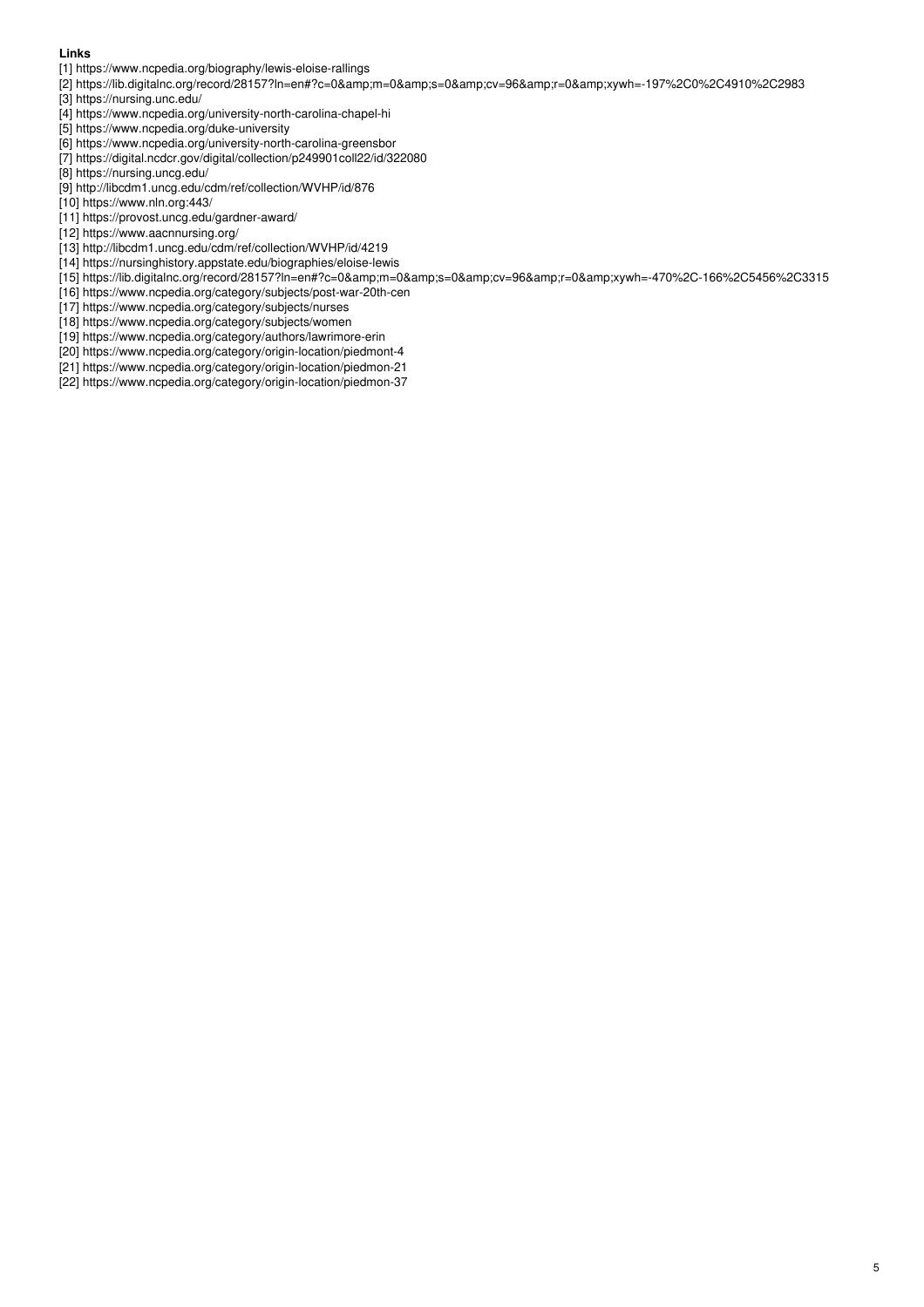**Links**

[1] https://www.ncpedia.org/biography/lewis-eloise-rallings
[2] https://lib.digitalnc.org/record/28157?ln=en#?c=0&amp;m=0&amp;s=0&amp;cv=96&amp;r=0&amp;xywh=-197%2C0%2C4910%2C2983
[3] https://nursing.unc.edu/
[4] https://www.ncpedia.org/university-north-carolina-chapel-hi
[5] https://www.ncpedia.org/duke-university
[6] https://www.ncpedia.org/university-north-carolina-greensbor
[7] https://digital.ncdcr.gov/digital/collection/p249901coll22/id/322080
[8] https://nursing.uncg.edu/
[9] http://libcdm1.uncg.edu/cdm/ref/collection/WVHP/id/876
[10] https://www.nln.org:443/
[11] https://provost.uncg.edu/gardner-award/
[12] https://www.aacnnursing.org/
[13] http://libcdm1.uncg.edu/cdm/ref/collection/WVHP/id/4219
[14] https://nursinghistory.appstate.edu/biographies/eloise-lewis
[15] https://lib.digitalnc.org/record/28157?ln=en#?c=0&amp;m=0&amp;s=0&amp;cv=96&amp;r=0&amp;xywh=-470%2C-166%2C5456%2C3315
[16] https://www.ncpedia.org/category/subjects/post-war-20th-cen
[17] https://www.ncpedia.org/category/subjects/nurses
[18] https://www.ncpedia.org/category/subjects/women
[19] https://www.ncpedia.org/category/authors/lawrimore-erin
[20] https://www.ncpedia.org/category/origin-location/piedmont-4
[21] https://www.ncpedia.org/category/origin-location/piedmon-21
[22] https://www.ncpedia.org/category/origin-location/piedmon-37